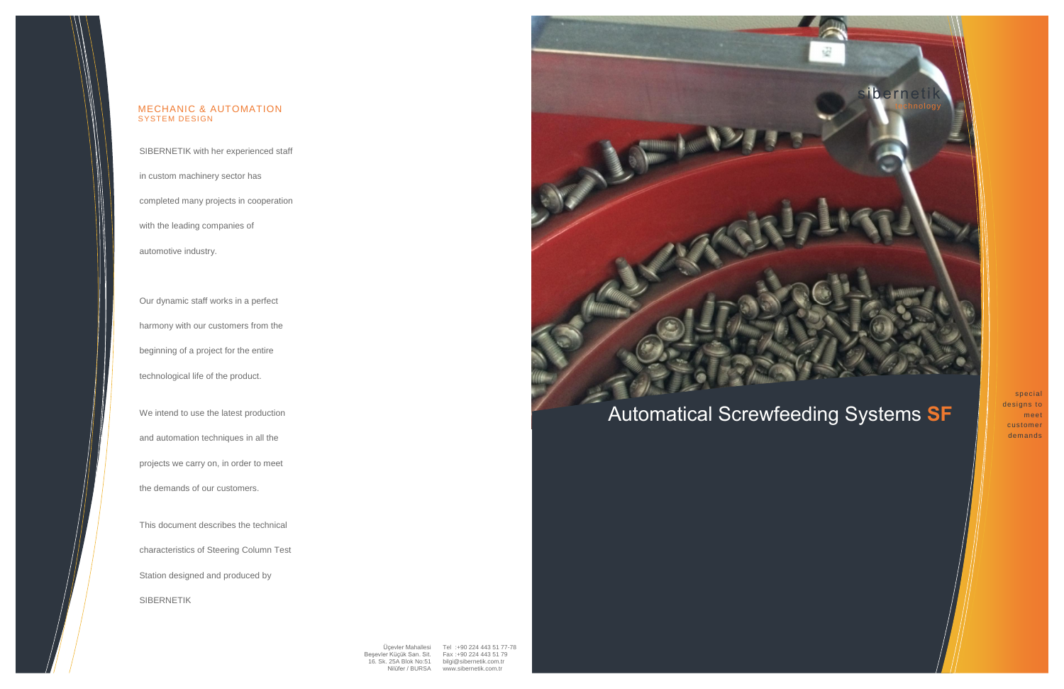## MECHANIC & AUTOMATION
### SYSTEM DESIGN

SIBERNETIK with her experienced staff in custom machinery sector has completed many projects in cooperation with the leading companies of automotive industry.

Our dynamic staff works in a perfect harmony with our customers from the beginning of a project for the entire technological life of the product.

We intend to use the latest production and automation techniques in all the projects we carry on, in order to meet the demands of our customers.

This document describes the technical characteristics of Steering Column Test Station designed and produced by SIBERNETIK

Üçevler Mahallesi
Beşevler Küçük San. Sit.
16. Sk. 25A Blok No:51
Nilüfer / BURSA

Tel :+90 224 443 51 77-78
Fax :+90 224 443 51 79
bilgi@sibernetik.com.tr
www.sibernetik.com.tr

sibernetik
technology

# Automatical Screwfeeding Systems **SF**

special designs to meet customer demands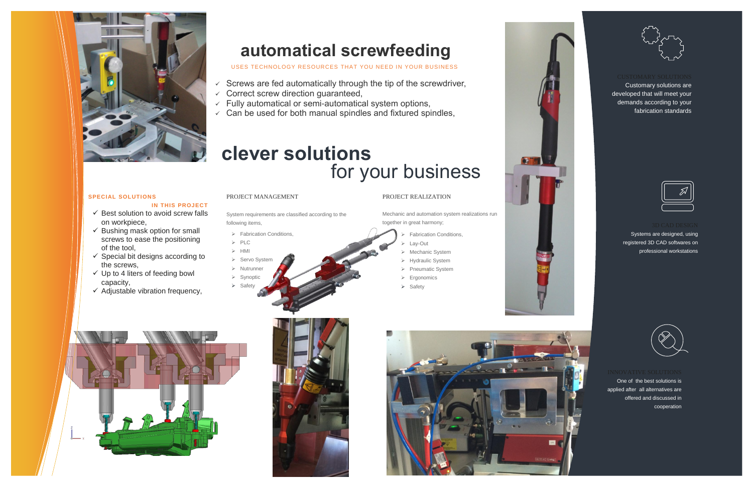# automatical screwfeeding

USES TECHNOLOGY RESOURCES THAT YOU NEED IN YOUR BUSINESS

- Screws are fed automatically through the tip of the screwdriver,
- Correct screw direction guaranteed,
- Fully automatical or semi-automatical system options,
- Can be used for both manual spindles and fixtured spindles,

# clever solutions
## for your business

### SPECIAL SOLUTIONS IN THIS PROJECT

- Best solution to avoid screw falls on workpiece,
- Bushing mask option for small screws to ease the positioning of the tool,
- Special bit designs according to the screws,
- Up to 4 liters of feeding bowl capacity,
- Adjustable vibration frequency,

### PROJECT MANAGEMENT

System requirements are classified according to the following items,

- Fabrication Conditions,
- PLC
- HMI
- Servo System
- Nutrunner
- Synoptic
- Safety

### PROJECT REALIZATION

Mechanic and automation system realizations run together in great harmony;

- Fabrication Conditions,
- Lay-Out
- Mechanic System
- Hydraulic System
- Pneumatic System
- Ergonomics
- Safety

### CUSTOMARY SOLUTIONS

Customary solutions are developed that will meet your demands according to your fabrication standards

### 3D CAD DESIGN

Systems are designed, using registered 3D CAD softwares on professional workstations

### INNOVATIVE SOLUTIONS

One of the best solutions is applied after all alternatives are offered and discussed in cooperation